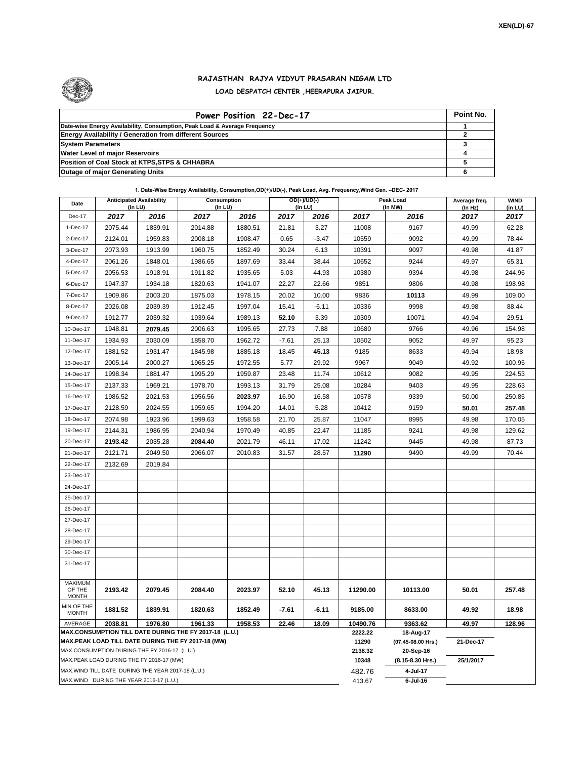XEN(LD)-67

## RAJASTHAN RAJYA VIDYUT PRASARAN NIGAM LTD

### LOAD DESPATCH CENTER ,HEERAPURA JAIPUR.

| Power Position 22-Dec-17 | Point No. |
|---|---|
| Date-wise Energy Availability, Consumption, Peak Load & Average Frequency | 1 |
| Energy Availability / Generation from different Sources | 2 |
| System Parameters | 3 |
| Water Level of major Reservoirs | 4 |
| Position of Coal Stock at KTPS,STPS & CHHABRA | 5 |
| Outage of major Generating Units | 6 |

**1. Date-Wise Energy Availability, Consumption,OD(+)/UD(-), Peak Load, Avg. Frequency,Wind Gen. –DEC- 2017**

| Date | Anticipated Availability (In LU) | | Consumption (In LU) | | OD(+)/UD(-) (In LU) | | Peak Load (In MW) | | Average freq. (In Hz) | WIND (in LU) |
|---|---|---|---|---|---|---|---|---|---|---|
| Dec-17 | 2017 | 2016 | 2017 | 2016 | 2017 | 2016 | 2017 | 2016 | 2017 | 2017 |
| 1-Dec-17 | 2075.44 | 1839.91 | 2014.88 | 1880.51 | 21.81 | 3.27 | 11008 | 9167 | 49.99 | 62.28 |
| 2-Dec-17 | 2124.01 | 1959.83 | 2008.18 | 1908.47 | 0.65 | -3.47 | 10559 | 9092 | 49.99 | 78.44 |
| 3-Dec-17 | 2073.93 | 1913.99 | 1960.75 | 1852.49 | 30.24 | 6.13 | 10391 | 9097 | 49.98 | 41.87 |
| 4-Dec-17 | 2061.26 | 1848.01 | 1986.65 | 1897.69 | 33.44 | 38.44 | 10652 | 9244 | 49.97 | 65.31 |
| 5-Dec-17 | 2056.53 | 1918.91 | 1911.82 | 1935.65 | 5.03 | 44.93 | 10380 | 9394 | 49.98 | 244.96 |
| 6-Dec-17 | 1947.37 | 1934.18 | 1820.63 | 1941.07 | 22.27 | 22.66 | 9851 | 9806 | 49.98 | 198.98 |
| 7-Dec-17 | 1909.86 | 2003.20 | 1875.03 | 1978.15 | 20.02 | 10.00 | 9836 | **10113** | 49.99 | 109.00 |
| 8-Dec-17 | 2026.08 | 2039.39 | 1912.45 | 1997.04 | 15.41 | -6.11 | 10336 | 9998 | 49.98 | 88.44 |
| 9-Dec-17 | 1912.77 | 2039.32 | 1939.64 | 1989.13 | **52.10** | 3.39 | 10309 | 10071 | 49.94 | 29.51 |
| 10-Dec-17 | 1948.81 | **2079.45** | 2006.63 | 1995.65 | 27.73 | 7.88 | 10680 | 9766 | 49.96 | 154.98 |
| 11-Dec-17 | 1934.93 | 2030.09 | 1858.70 | 1962.72 | -7.61 | 25.13 | 10502 | 9052 | 49.97 | 95.23 |
| 12-Dec-17 | 1881.52 | 1931.47 | 1845.98 | 1885.18 | 18.45 | **45.13** | 9185 | 8633 | 49.94 | 18.98 |
| 13-Dec-17 | 2005.14 | 2000.27 | 1965.25 | 1972.55 | 5.77 | 29.92 | 9967 | 9049 | 49.92 | 100.95 |
| 14-Dec-17 | 1998.34 | 1881.47 | 1995.29 | 1959.87 | 23.48 | 11.74 | 10612 | 9082 | 49.95 | 224.53 |
| 15-Dec-17 | 2137.33 | 1969.21 | 1978.70 | 1993.13 | 31.79 | 25.08 | 10284 | 9403 | 49.95 | 228.63 |
| 16-Dec-17 | 1986.52 | 2021.53 | 1956.56 | **2023.97** | 16.90 | 16.58 | 10578 | 9339 | 50.00 | 250.85 |
| 17-Dec-17 | 2128.59 | 2024.55 | 1959.65 | 1994.20 | 14.01 | 5.28 | 10412 | 9159 | **50.01** | **257.48** |
| 18-Dec-17 | 2074.98 | 1923.96 | 1999.63 | 1958.58 | 21.70 | 25.87 | 11047 | 8995 | 49.98 | 170.05 |
| 19-Dec-17 | 2144.31 | 1986.95 | 2040.94 | 1970.49 | 40.85 | 22.47 | 11185 | 9241 | 49.98 | 129.62 |
| 20-Dec-17 | **2193.42** | 2035.28 | **2084.40** | 2021.79 | 46.11 | 17.02 | 11242 | 9445 | 49.98 | 87.73 |
| 21-Dec-17 | 2121.71 | 2049.50 | 2066.07 | 2010.83 | 31.57 | 28.57 | **11290** | 9490 | 49.99 | 70.44 |
| 22-Dec-17 | 2132.69 | 2019.84 | | | | | | | | |
| 23-Dec-17 | | | | | | | | | | |
| 24-Dec-17 | | | | | | | | | | |
| 25-Dec-17 | | | | | | | | | | |
| 26-Dec-17 | | | | | | | | | | |
| 27-Dec-17 | | | | | | | | | | |
| 28-Dec-17 | | | | | | | | | | |
| 29-Dec-17 | | | | | | | | | | |
| 30-Dec-17 | | | | | | | | | | |
| 31-Dec-17 | | | | | | | | | | |
| MAXIMUM OF THE MONTH | 2193.42 | 2079.45 | 2084.40 | 2023.97 | 52.10 | 45.13 | 11290.00 | 10113.00 | 50.01 | 257.48 |
| MIN OF THE MONTH | 1881.52 | 1839.91 | 1820.63 | 1852.49 | -7.61 | -6.11 | 9185.00 | 8633.00 | 49.92 | 18.98 |
| AVERAGE | 2038.81 | 1976.80 | 1961.33 | 1958.53 | 22.46 | 18.09 | 10490.76 | 9363.62 | 49.97 | 128.96 |

| | | | |
|---|---|---|---|
| MAX.CONSUMPTION TILL DATE DURING THE FY 2017-18 (L.U.) | 2222.22 | 18-Aug-17 | |
| MAX.PEAK LOAD TILL DATE DURING THE FY 2017-18 (MW) | 11290 | (07.45-08.00 Hrs.) | 21-Dec-17 |
| MAX.CONSUMPTION DURING THE FY 2016-17 (L.U.) | 2138.32 | 20-Sep-16 | |
| MAX.PEAK LOAD DURING THE FY 2016-17 (MW) | 10348 | (8.15-8.30 Hrs.) | 25/1/2017 |
| MAX.WIND TILL DATE DURING THE YEAR 2017-18 (L.U.) | 482.76 | 4-Jul-17 | |
| MAX.WIND DURING THE YEAR 2016-17 (L.U.) | 413.67 | 6-Jul-16 | |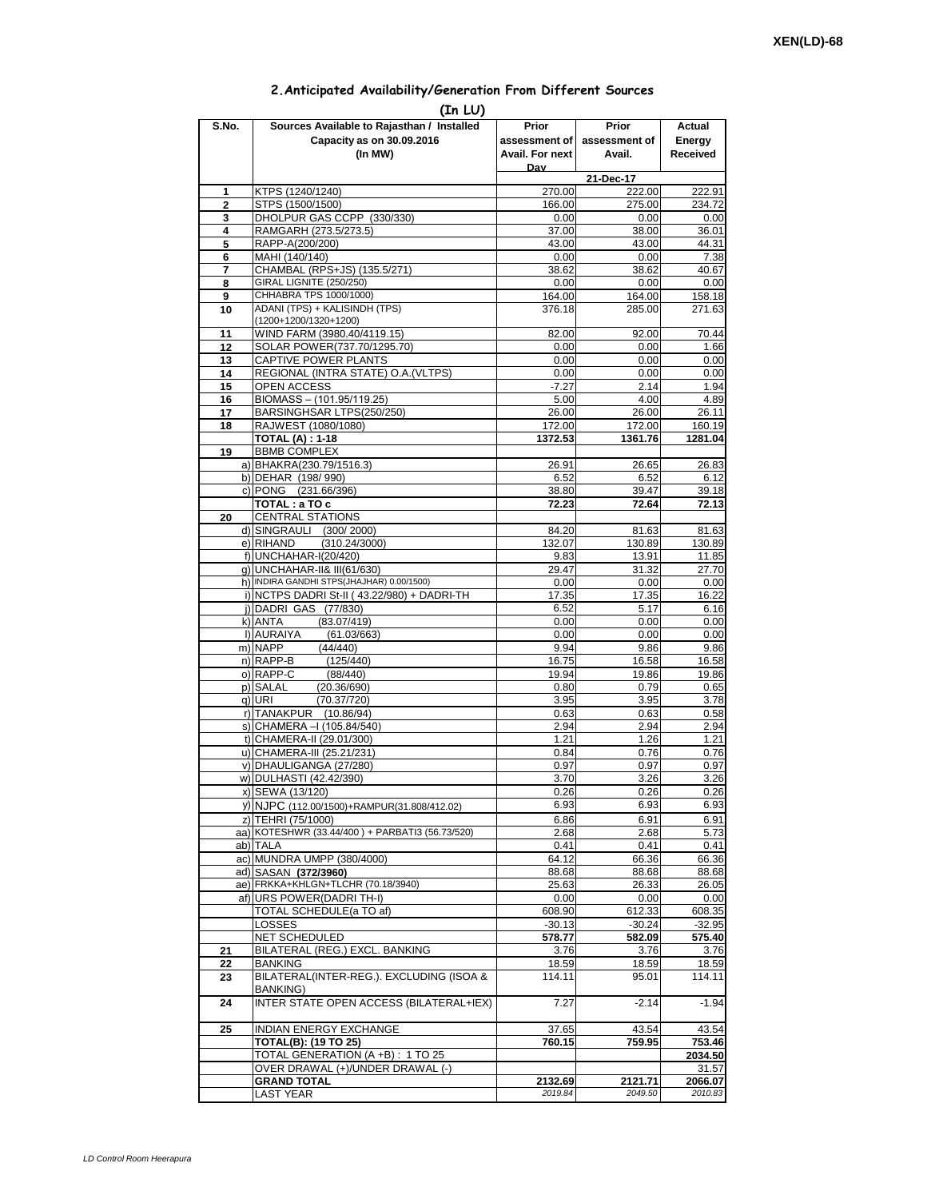## 2.Anticipated Availability/Generation From Different Sources

**(In LU)**

| S.No. | Sources Available to Rajasthan / Installed Capacity as on 30.09.2016 (In MW) | Prior assessment of Avail. For next Day | Prior assessment of Avail. | Actual Energy Received |
|---|---|---|---|---|
| | | | 21-Dec-17 | |
| 1 | KTPS (1240/1240) | 270.00 | 222.00 | 222.91 |
| 2 | STPS (1500/1500) | 166.00 | 275.00 | 234.72 |
| 3 | DHOLPUR GAS CCPP (330/330) | 0.00 | 0.00 | 0.00 |
| 4 | RAMGARH (273.5/273.5) | 37.00 | 38.00 | 36.01 |
| 5 | RAPP-A(200/200) | 43.00 | 43.00 | 44.31 |
| 6 | MAHI (140/140) | 0.00 | 0.00 | 7.38 |
| 7 | CHAMBAL (RPS+JS) (135.5/271) | 38.62 | 38.62 | 40.67 |
| 8 | GIRAL LIGNITE (250/250) | 0.00 | 0.00 | 0.00 |
| 9 | CHHABRA TPS 1000/1000) | 164.00 | 164.00 | 158.18 |
| 10 | ADANI (TPS) + KALISINDH (TPS) (1200+1200/1320+1200) | 376.18 | 285.00 | 271.63 |
| 11 | WIND FARM (3980.40/4119.15) | 82.00 | 92.00 | 70.44 |
| 12 | SOLAR POWER(737.70/1295.70) | 0.00 | 0.00 | 1.66 |
| 13 | CAPTIVE POWER PLANTS | 0.00 | 0.00 | 0.00 |
| 14 | REGIONAL (INTRA STATE) O.A.(VLTPS) | 0.00 | 0.00 | 0.00 |
| 15 | OPEN ACCESS | -7.27 | 2.14 | 1.94 |
| 16 | BIOMASS – (101.95/119.25) | 5.00 | 4.00 | 4.89 |
| 17 | BARSINGHSAR LTPS(250/250) | 26.00 | 26.00 | 26.11 |
| 18 | RAJWEST (1080/1080) | 172.00 | 172.00 | 160.19 |
| | **TOTAL (A) : 1-18** | **1372.53** | **1361.76** | **1281.04** |
| 19 | BBMB COMPLEX | | | |
| | a) BHAKRA(230.79/1516.3) | 26.91 | 26.65 | 26.83 |
| | b) DEHAR (198/ 990) | 6.52 | 6.52 | 6.12 |
| | c) PONG (231.66/396) | 38.80 | 39.47 | 39.18 |
| | **TOTAL : a TO c** | **72.23** | **72.64** | **72.13** |
| 20 | CENTRAL STATIONS | | | |
| | d) SINGRAULI (300/ 2000) | 84.20 | 81.63 | 81.63 |
| | e) RIHAND (310.24/3000) | 132.07 | 130.89 | 130.89 |
| | f) UNCHAHAR-I(20/420) | 9.83 | 13.91 | 11.85 |
| | g) UNCHAHAR-II& III(61/630) | 29.47 | 31.32 | 27.70 |
| | h) INDIRA GANDHI STPS(JHAJHAR) 0.00/1500) | 0.00 | 0.00 | 0.00 |
| | i) NCTPS DADRI St-II ( 43.22/980) + DADRI-TH | 17.35 | 17.35 | 16.22 |
| | j) DADRI GAS (77/830) | 6.52 | 5.17 | 6.16 |
| | k) ANTA (83.07/419) | 0.00 | 0.00 | 0.00 |
| | l) AURAIYA (61.03/663) | 0.00 | 0.00 | 0.00 |
| | m) NAPP (44/440) | 9.94 | 9.86 | 9.86 |
| | n) RAPP-B (125/440) | 16.75 | 16.58 | 16.58 |
| | o) RAPP-C (88/440) | 19.94 | 19.86 | 19.86 |
| | p) SALAL (20.36/690) | 0.80 | 0.79 | 0.65 |
| | q) URI (70.37/720) | 3.95 | 3.95 | 3.78 |
| | r) TANAKPUR (10.86/94) | 0.63 | 0.63 | 0.58 |
| | s) CHAMERA –I (105.84/540) | 2.94 | 2.94 | 2.94 |
| | t) CHAMERA-II (29.01/300) | 1.21 | 1.26 | 1.21 |
| | u) CHAMERA-III (25.21/231) | 0.84 | 0.76 | 0.76 |
| | v) DHAULIGANGA (27/280) | 0.97 | 0.97 | 0.97 |
| | w) DULHASTI (42.42/390) | 3.70 | 3.26 | 3.26 |
| | x) SEWA (13/120) | 0.26 | 0.26 | 0.26 |
| | y) NJPC (112.00/1500)+RAMPUR(31.808/412.02) | 6.93 | 6.93 | 6.93 |
| | z) TEHRI (75/1000) | 6.86 | 6.91 | 6.91 |
| | aa) KOTESHWR (33.44/400 ) + PARBATI3 (56.73/520) | 2.68 | 2.68 | 5.73 |
| | ab) TALA | 0.41 | 0.41 | 0.41 |
| | ac) MUNDRA UMPP (380/4000) | 64.12 | 66.36 | 66.36 |
| | ad) SASAN **(372/3960)** | 88.68 | 88.68 | 88.68 |
| | ae) FRKKA+KHLGN+TLCHR (70.18/3940) | 25.63 | 26.33 | 26.05 |
| | af) URS POWER(DADRI TH-I) | 0.00 | 0.00 | 0.00 |
| | TOTAL SCHEDULE(a TO af) | 608.90 | 612.33 | 608.35 |
| | LOSSES | -30.13 | -30.24 | -32.95 |
| | NET SCHEDULED | **578.77** | **582.09** | **575.40** |
| 21 | BILATERAL (REG.) EXCL. BANKING | 3.76 | 3.76 | 3.76 |
| 22 | BANKING | 18.59 | 18.59 | 18.59 |
| 23 | BILATERAL(INTER-REG.). EXCLUDING (ISOA & BANKING) | 114.11 | 95.01 | 114.11 |
| 24 | INTER STATE OPEN ACCESS (BILATERAL+IEX) | 7.27 | -2.14 | -1.94 |
| 25 | INDIAN ENERGY EXCHANGE | 37.65 | 43.54 | 43.54 |
| | **TOTAL(B): (19 TO 25)** | **760.15** | **759.95** | **753.46** |
| | TOTAL GENERATION (A +B) : 1 TO 25 | | | **2034.50** |
| | OVER DRAWAL (+)/UNDER DRAWAL (-) | | | 31.57 |
| | **GRAND TOTAL** | **2132.69** | **2121.71** | **2066.07** |
| | LAST YEAR | *2019.84* | *2049.50* | *2010.83* |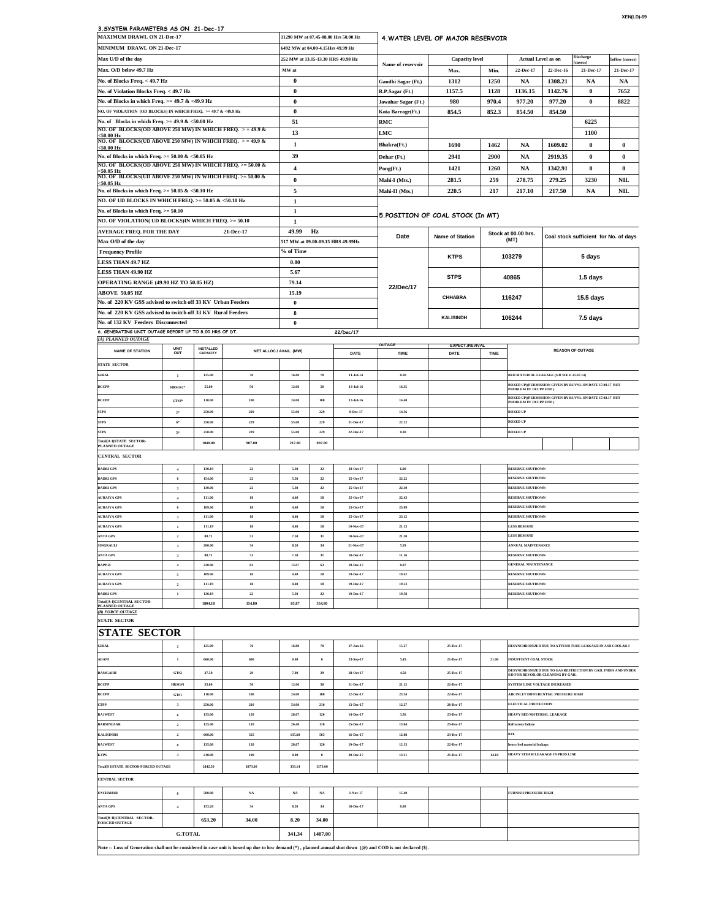## 3.SYSTEM PARAMETERS AS ON 21-Dec-17

| | |
|---|---|
| MAXIMUM DRAWL ON 21-Dec-17 | 11290 MW at 07.45-08.00 Hrs 50.00 Hz |
| MINIMUM DRAWL ON 21-Dec-17 | 6492 MW at 04.00-4.15Hrs 49.99 Hz |
| Max U/D of the day | 252 MW at 13.15-13.30 HRS 49.98 Hz |
| Max. O/D below 49.7 Hz | MW at |
| No. of Blocks Freq. < 49.7 Hz | 0 |
| No. of Violation Blocks Freq. < 49.7 Hz | 0 |
| No. of Blocks in which Freq. >= 49.7 & <49.9 Hz | 0 |
| NO. OF VIOLATION (OD BLOCKS) IN WHICH FREQ. >= 49.7 & <49.9 Hz | 0 |
| No. of Blocks in which Freq. >= 49.9 & <50.00 Hz | 51 |
| NO. OF BLOCKS(OD ABOVE 250 MW) IN WHICH FREQ. > = 49.9 & <50.00 Hz | 13 |
| NO. OF BLOCKS(UD ABOVE 250 MW) IN WHICH FREQ. > = 49.9 & <50.00 Hz | 1 |
| No. of Blocks in which Freq. >= 50.00 & <50.05 Hz | 39 |
| NO. OF BLOCKS(OD ABOVE 250 MW) IN WHICH FREQ. >= 50.00 & <50.05 Hz | 4 |
| NO. OF BLOCKS(UD ABOVE 250 MW) IN WHICH FREQ. >= 50.00 & <50.05 Hz | 0 |
| No. of Blocks in which Freq. >= 50.05 & <50.10 Hz | 5 |
| NO. OF UD BLOCKS IN WHICH FREQ. >= 50.05 & <50.10 Hz | 1 |
| No. of Blocks in which Freq. >= 50.10 | 1 |
| NO. OF VIOLATION( UD BLOCKS)IN WHICH FREQ. >= 50.10 | 1 |
| AVERAGE FREQ. FOR THE DAY 21-Dec-17 | 49.99 Hz |
| Max O/D of the day | 517 MW at 09.00-09.15 HRS 49.99Hz |
| Frequency Profile | % of Time |
| LESS THAN 49.7 HZ | 0.00 |
| LESS THAN 49.90 HZ | 5.67 |
| OPERATING RANGE (49.90 HZ TO 50.05 HZ) | 79.14 |
| ABOVE 50.05 HZ | 15.19 |
| No. of 220 KV GSS advised to switch off 33 KV Urban Feeders | 0 |
| No. of 220 KV GSS advised to switch off 33 KV Rural Feeders | 8 |
| No. of 132 KV Feeders Disconnected | 0 |

## 4.WATER LEVEL OF MAJOR RESERVOIR

| Name of reservoir | Capacity level | | Actual Level as on | | Discharge (cusecs) | Inflow (cusecs) |
|---|---|---|---|---|---|---|
| | Max. | Min. | 22-Dec-17 | 22-Dec-16 | 21-Dec-17 | 21-Dec-17 |
| Gandhi Sagar (Ft.) | 1312 | 1250 | NA | 1308.21 | NA | NA |
| R.P.Sagar (Ft.) | 1157.5 | 1128 | 1136.15 | 1142.76 | 0 | 7652 |
| Jawahar Sagar (Ft.) | 980 | 970.4 | 977.20 | 977.20 | 0 | 8822 |
| Kota Barrage(Ft.) | 854.5 | 852.3 | 854.50 | 854.50 | | |
| RMC | | | | | 6225 | |
| LMC | | | | | 1100 | |
| Bhakra(Ft.) | 1690 | 1462 | NA | 1609.02 | 0 | 0 |
| Dehar (Ft.) | 2941 | 2900 | NA | 2919.35 | 0 | 0 |
| Pong(Ft.) | 1421 | 1260 | NA | 1342.91 | 0 | 0 |
| Mahi-I (Mts.) | 281.5 | 259 | 278.75 | 279.25 | 3230 | NIL |
| Mahi-II (Mts.) | 220.5 | 217 | 217.10 | 217.50 | NA | NIL |

## 5.POSITION OF COAL STOCK (In MT)

| Date | Name of Station | Stock at 00.00 hrs. (MT) | Coal stock sufficient for No. of days |
|---|---|---|---|
| 22/Dec/17 | KTPS | 103279 | 5 days |
| | STPS | 40865 | 1.5 days |
| | CHHABRA | 116247 | 15.5 days |
| | KALISINDH | 106244 | 7.5 days |

## 6. GENERATING UNIT OUTAGE REPORT UP TO 8.00 HRS OF DT. 22/Dec/17

| NAME OF STATION | UNIT OUT | INSTALLED CAPACITY | NET ALLOC./ AVAIL. (MW) | | | OUTAGE DATE | OUTAGE TIME | EXPECT./REVIVAL DATE | EXPECT./REVIVAL TIME | REASON OF OUTAGE |
|---|---|---|---|---|---|---|---|---|---|---|
| **(A) PLANNED OUTAGE** | | | | | | | | | | |
| STATE SECTOR | | | | | | | | | | |
| GIRAL | 1 | 125.00 | 70 | 16.80 | 70 | 11-Jul-14 | 8.20 | | | BED MATERIAL LEAKAGE (S/D W.E.F.15.07.14) |
| DCCPP | HRSG#2* | 55.00 | 50 | 12.00 | 50 | 13-Jul-16 | 16.35 | | | BOXED UP(PERMISSION GIVEN BY RUVNL ON DATE 17.08.17 BUT PROBLEM IN DCCPP END) |
| DCCPP | GT#2* | 110.00 | 100 | 24.00 | 100 | 13-Jul-16 | 16.40 | | | BOXED UP(PERMISSION GIVEN BY RUVNL ON DATE 17.08.17 BUT PROBLEM IN DCCPP END) |
| STPS | 2* | 250.00 | 229 | 55.00 | 229 | 8-Dec-17 | 14.36 | | | BOXED UP |
| STPS | 6* | 250.00 | 229 | 55.00 | 229 | 21-Dec-17 | 22.12 | | | BOXED UP |
| STPS | 5* | 250.00 | 229 | 55.00 | 229 | 22-Dec-17 | 0.30 | | | BOXED UP |
| Total(A I)STATE SECTOR-PLANNED OUTAGE | | 1040.00 | 907.00 | 217.80 | 907.00 | | | | | |
| CENTRAL SECTOR | | | | | | | | | | |
| DADRI GPS | 4 | 130.19 | 22 | 5.30 | 22 | 18-Oct-17 | 6.00 | | | RESERVE SHUTDOWN |
| DADRI GPS | 6 | 154.00 | 22 | 5.30 | 22 | 25-Oct-17 | 22.22 | | | RESERVE SHUTDOWN |
| DADRI GPS | 3 | 130.00 | 22 | 5.30 | 22 | 25-Oct-17 | 22.30 | | | RESERVE SHUTDOWN |
| AURAIYA GPS | 4 | 111.00 | 18 | 4.40 | 18 | 25-Oct-17 | 22.43 | | | RESERVE SHUTDOWN |
| AURAIYA GPS | 6 | 109.00 | 18 | 4.40 | 18 | 25-Oct-17 | 23.09 | | | RESERVE SHUTDOWN |
| AURAIYA GPS | 3 | 111.00 | 18 | 4.40 | 18 | 25-Oct-17 | 23.12 | | | RESERVE SHUTDOWN |
| AURAIYA GPS | 1 | 111.19 | 18 | 4.40 | 18 | 10-Nov-17 | 21.13 | | | LESS DEMAND |
| ANTA GPS | 2 | 88.71 | 31 | 7.50 | 31 | 10-Nov-17 | 21.50 | | | LESS DEMAND |
| SINGRAULI | 3 | 200.00 | 34 | 8.20 | 34 | 21-Nov-17 | 5.59 | | | ANNUAL MAINTENANCE |
| ANTA GPS | 3 | 88.71 | 31 | 7.50 | 31 | 18-Dec-17 | 11.16 | | | RESERVE SHUTDOWN |
| RAPP-B | 4 | 220.00 | 63 | 15.07 | 63 | 19-Dec-17 | 0.07 | | | GENERAL MAINTENANCE |
| AURAIYA GPS | 5 | 109.00 | 18 | 4.40 | 18 | 19-Dec-17 | 19.42 | | | RESERVE SHUTDOWN |
| AURAIYA GPS | 2 | 111.19 | 18 | 4.40 | 18 | 19-Dec-17 | 19.53 | | | RESERVE SHUTDOWN |
| DADRI GPS | 1 | 130.19 | 22 | 5.30 | 22 | 19-Dec-17 | 19.58 | | | RESERVE SHUTDOWN |
| Total(A-II)CENTRAL SECTOR-PLANNED OUTAGE | | 1804.18 | 354.80 | 85.87 | 354.80 | | | | | |
| **(B) FORCE OUTAGE** | | | | | | | | | | |
| STATE SECTOR | | | | | | | | | | |
| GIRAL | 2 | 125.00 | 70 | 16.80 | 70 | 27-Jan-16 | 15.27 | 25-Dec-17 | | DESYNCHRONEZED DUE TO ATTEND TUBE LEAKAGE IN ASH COOLAR-I |
| ADANI | 1 | 660.00 | 600 | 0.00 | 0 | 23-Sep-17 | 5.45 | 21-Dec-17 | 21.00 | INSUFFIENT COAL STOCK |
| RAMGARH | GT#2 | 37.50 | 29 | 7.00 | 29 | 20-Oct-17 | 4.50 | 25-Dec-17 | | DESYNCHRONEZED DUE TO GAS RESTRICTION BY GAIL INDIA AND UNDER S/D FOR REVOILOR CLEANING BY GAIL |
| DCCPP | HRSG#1 | 55.00 | 50 | 12.00 | 50 | 11-Dec-17 | 21.12 | 22-Dec-17 | | SYSTEM LINE VOLTAGE INCREASED |
| DCCPP | GT#1 | 110.00 | 100 | 24.00 | 100 | 12-Dec-17 | 23.34 | 22-Dec-17 | | AIR INLET DIFFERENTIAL PRESSURE HIGH |
| CTPP | 3 | 250.00 | 210 | 50.00 | 210 | 13-Dec-17 | 12.27 | 26-Dec-17 | | ELECTICAL PROTECTION |
| RAJWEST | 6 | 135.00 | 120 | 28.67 | 120 | 14-Dec-17 | 3.56 | 23-Dec-17 | | HEAVY BED MATERIAL LEAKAGE |
| BARSINGSAR | 2 | 125.00 | 110 | 26.40 | 110 | 15-Dec-17 | 13.04 | 25-Dec-17 | | Refractory failure |
| KALISINDH | 2 | 600.00 | 565 | 135.60 | 565 | 16-Dec-17 | 12.08 | 23-Dec-17 | | BTL |
| RAJWEST | 8 | 135.00 | 120 | 28.67 | 120 | 19-Dec-17 | 12.13 | 22-Dec-17 | | heavy bed material leakage. |
| KTPS | 3 | 210.00 | 100 | 0.00 | 0 | 20-Dec-17 | 13.31 | 21-Dec-17 | 14.10 | HEAVY STEAM LEAKAGE IN PRDS LINE |
| Total(B I)STATE SECTOR-FORCED OUTAGE | | 2442.50 | 2073.00 | 333.14 | 1373.00 | | | | | |
| CENTRAL SECTOR | | | | | | | | | | |
| UNCHAHAR | 6 | 500.00 | NA | NA | NA | 1-Nov-17 | 15.40 | | | FURNISH PRESSURE HIGH |
| ANTA GPS | 4 | 153.20 | 34 | 8.20 | 34 | 18-Dec-17 | 0.00 | | | |
| Total(B II)CENTRAL SECTOR-FORCED OUTAGE | | 653.20 | 34.00 | 8.20 | 34.00 | | | | | |
| G.TOTAL | | | | 341.34 | 1407.00 | | | | | |

Note :- Loss of Generation shall not be considered in case unit is boxed up due to low demand (*) , planned annual shut down (@) and COD is not declared ($).